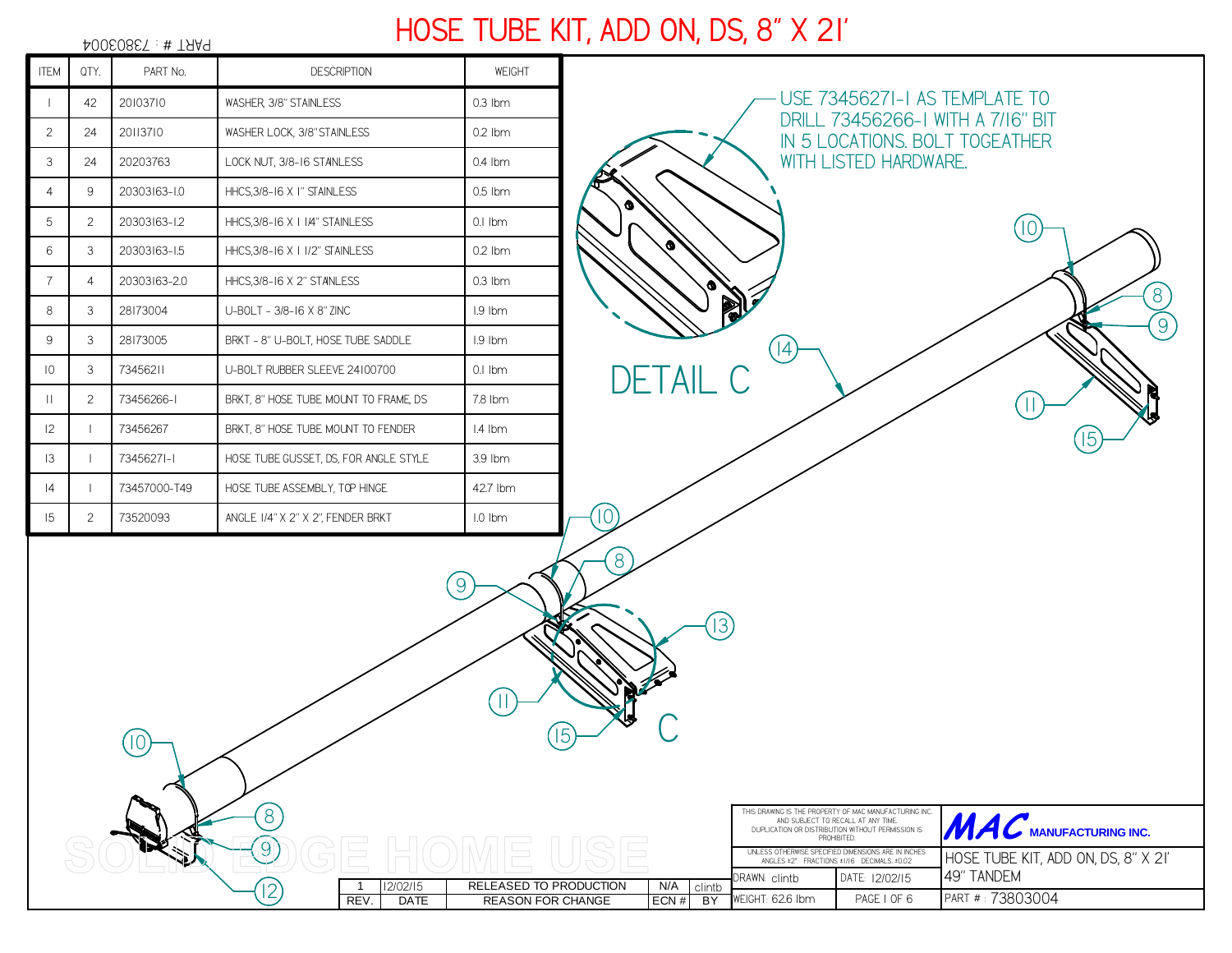# HOSE TUBE KIT, ADD ON, DS, 8" X 21'

PART # : 73803004

| ITEM | QTY. | PART No. | DESCRIPTION | WEIGHT |
|---|---|---|---|---|
| 1 | 42 | 20103710 | WASHER, 3/8" STAINLESS | 0.3 lbm |
| 2 | 24 | 20113710 | WASHER LOCK, 3/8" STAINLESS | 0.2 lbm |
| 3 | 24 | 20203763 | LOCK NUT, 3/8-16 STAINLESS | 0.4 lbm |
| 4 | 9 | 20303163-1.0 | HHCS,3/8-16 X 1" STAINLESS | 0.5 lbm |
| 5 | 2 | 20303163-1.2 | HHCS,3/8-16 X 1 1/4" STAINLESS | 0.1 lbm |
| 6 | 3 | 20303163-1.5 | HHCS,3/8-16 X 1 1/2" STAINLESS | 0.2 lbm |
| 7 | 4 | 20303163-2.0 | HHCS,3/8-16 X 2" STAINLESS | 0.3 lbm |
| 8 | 3 | 28173004 | U-BOLT - 3/8-16 X 8" ZINC | 1.9 lbm |
| 9 | 3 | 28173005 | BRKT - 8" U-BOLT, HOSE TUBE SADDLE | 1.9 lbm |
| 10 | 3 | 73456211 | U-BOLT RUBBER SLEEVE 24100700 | 0.1 lbm |
| 11 | 2 | 73456266-1 | BRKT, 8" HOSE TUBE MOUNT TO FRAME, DS | 7.8 lbm |
| 12 | 1 | 73456267 | BRKT, 8" HOSE TUBE MOUNT TO FENDER | 1.4 lbm |
| 13 | 1 | 73456271-1 | HOSE TUBE GUSSET, DS, FOR ANGLE STYLE | 3.9 lbm |
| 14 | 1 | 73457000-T49 | HOSE TUBE ASSEMBLY, TOP HINGE | 42.7 lbm |
| 15 | 2 | 73520093 | ANGLE 1/4" X 2" X 2", FENDER BRKT | 1.0 lbm |

USE 73456271-1 AS TEMPLATE TO DRILL 73456266-1 WITH A 7/16" BIT IN 5 LOCATIONS. BOLT TOGEATHER WITH LISTED HARDWARE.

DETAIL C

C

SOLID EDGE HOME USE

| REV. | DATE | REASON FOR CHANGE | ECN # | BY |
|---|---|---|---|---|
| 1 | 12/02/15 | RELEASED TO PRODUCTION | N/A | clintb |

THIS DRAWING IS THE PROPERTY OF MAC MANUFACTURING INC. AND SUBJECT TO RECALL AT ANY TIME. DUPLICATION OR DISTRIBUTION WITHOUT PERMISSION IS PROHIBITED.

UNLESS OTHERWISE SPECIFIED DIMENSIONS ARE IN INCHES ANGLES ±2° FRACTIONS ±1/16 DECIMALS ±0.02

**MAC MANUFACTURING INC.**

HOSE TUBE KIT, ADD ON, DS, 8" X 21' 49" TANDEM

| DRAWN: clintb | DATE: 12/02/15 |
|---|---|
| WEIGHT: 62.6 lbm | PAGE 1 OF 6 |

PART # : 73803004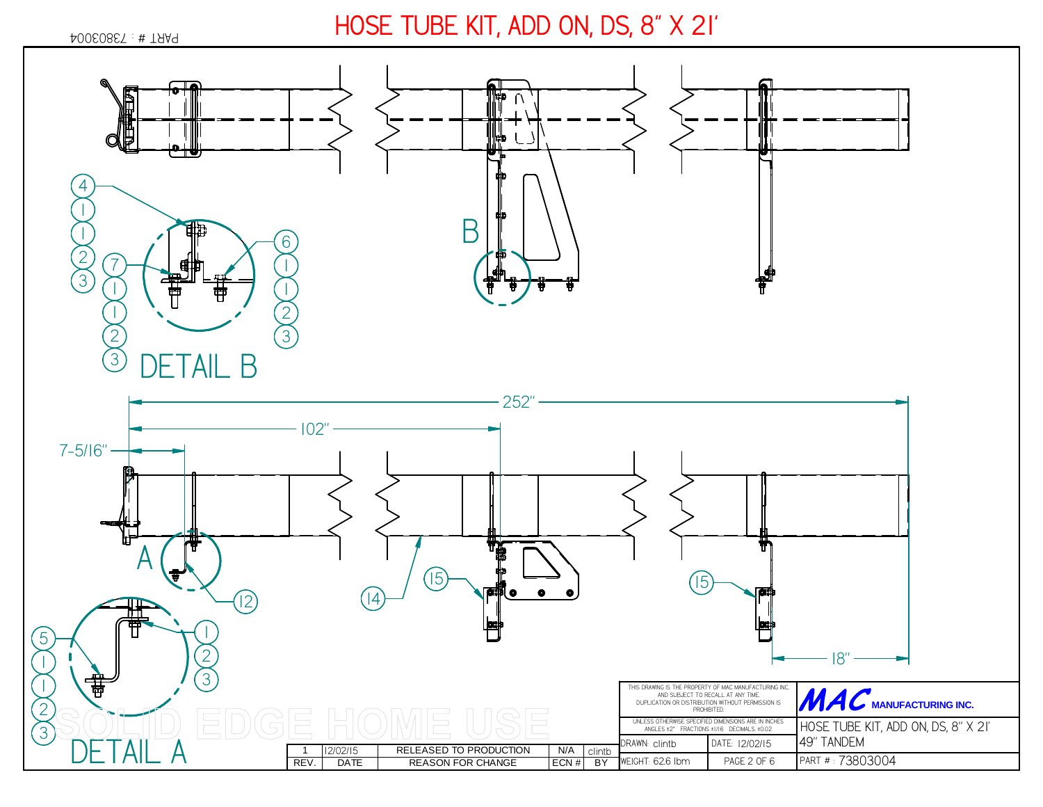# HOSE TUBE KIT, ADD ON, DS, 8" X 21'

PART # : 73803004

B

4
1
1
2
3

7
1
1
2
3

6
1
1
2
3

DETAIL B

252"

102"

7-5/16"

A

12

14

15

15

18"

5
1
1
2
3

1
2
3

DETAIL A

SOLID EDGE HOME USE

| 1 | 12/02/15 | RELEASED TO PRODUCTION | N/A | clintb |
|---|---|---|---|---|
| REV. | DATE | REASON FOR CHANGE | ECN # | BY |

THIS DRAWING IS THE PROPERTY OF MAC MANUFACTURING INC. AND SUBJECT TO RECALL AT ANY TIME. DUPLICATION OR DISTRIBUTION WITHOUT PERMISSION IS PROHIBITED.

UNLESS OTHERWISE SPECIFIED DIMENSIONS ARE IN INCHES
ANGLES ±2° FRACTIONS ±1/16 DECIMALS ±0.02

MAC MANUFACTURING INC.

| DRAWN: clintb | DATE: 12/02/15 | HOSE TUBE KIT, ADD ON, DS, 8" X 21' 49" TANDEM |
|---|---|---|
| WEIGHT: 62.6 lbm | PAGE 2 OF 6 | PART # : 73803004 |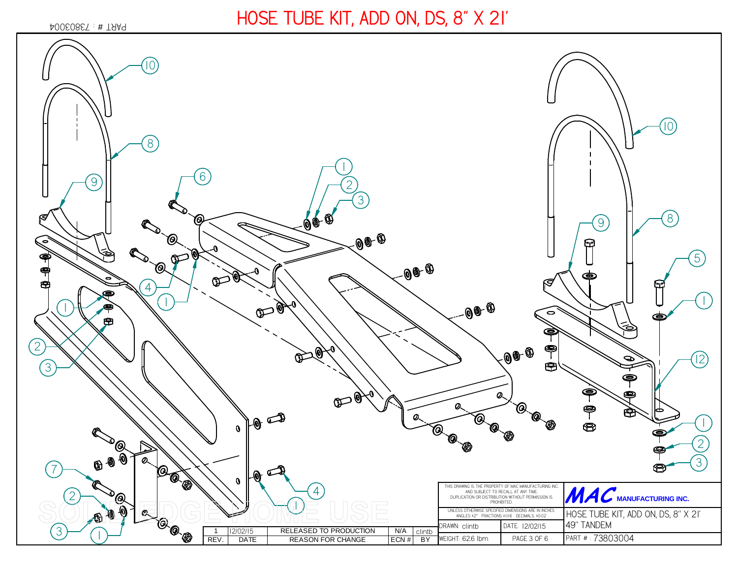# HOSE TUBE KIT, ADD ON, DS, 8" X 21'

PART # : 73803004

10

8

9

6

1

2

3

4

1

1

2

3

10

9

8

5

1

12

1

2

3

7

2

3

1

4

1

THIS DRAWING IS THE PROPERTY OF MAC MANUFACTURING INC. AND SUBJECT TO RECALL AT ANY TIME. DUPLICATION OR DISTRIBUTION WITHOUT PERMISSION IS PROHIBITED.

UNLESS OTHERWISE SPECIFIED DIMENSIONS ARE IN INCHES ANGLES ±2° FRACTIONS ±1/16 DECIMALS ±0.02

**MAC** MANUFACTURING INC.

HOSE TUBE KIT, ADD ON, DS, 8" X 21'
49" TANDEM

| DRAWN: clintb | DATE: 12/02/15 |
|---|---|
| WEIGHT: 62.6 lbm | PAGE 3 OF 6 |

PART # : 73803004

| REV. | DATE | REASON FOR CHANGE | ECN # | BY |
|---|---|---|---|---|
| 1 | 12/02/15 | RELEASED TO PRODUCTION | N/A | clintb |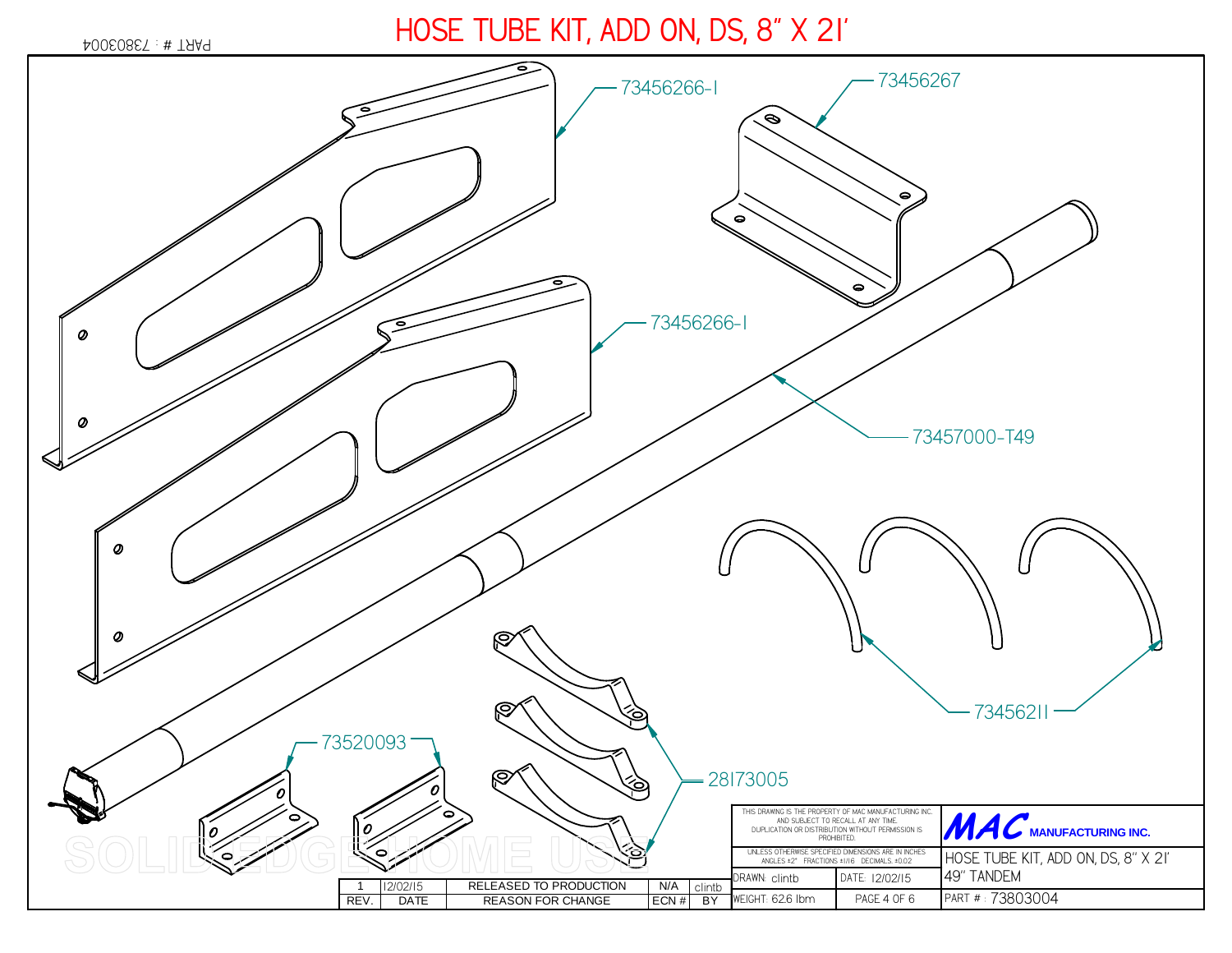# HOSE TUBE KIT, ADD ON, DS, 8" X 21'

PART # : 73803004

73456266-1

73456267

73456266-1

73457000-T49

73456211

73520093

28173005

SOLID EDGE HOME USE

| REV. | DATE | REASON FOR CHANGE | ECN # | BY |
|---|---|---|---|---|
| 1 | 12/02/15 | RELEASED TO PRODUCTION | N/A | clintb |

THIS DRAWING IS THE PROPERTY OF MAC MANUFACTURING INC. AND SUBJECT TO RECALL AT ANY TIME. DUPLICATION OR DISTRIBUTION WITHOUT PERMISSION IS PROHIBITED.

UNLESS OTHERWISE SPECIFIED DIMENSIONS ARE IN INCHES ANGLES ±2° FRACTIONS ±1/16 DECIMALS ±0.02

MAC MANUFACTURING INC.

| DRAWN: clintb | DATE: 12/02/15 | HOSE TUBE KIT, ADD ON, DS, 8" X 21' 49" TANDEM |
|---|---|---|
| WEIGHT: 62.6 lbm | PAGE 4 OF 6 | PART # : 73803004 |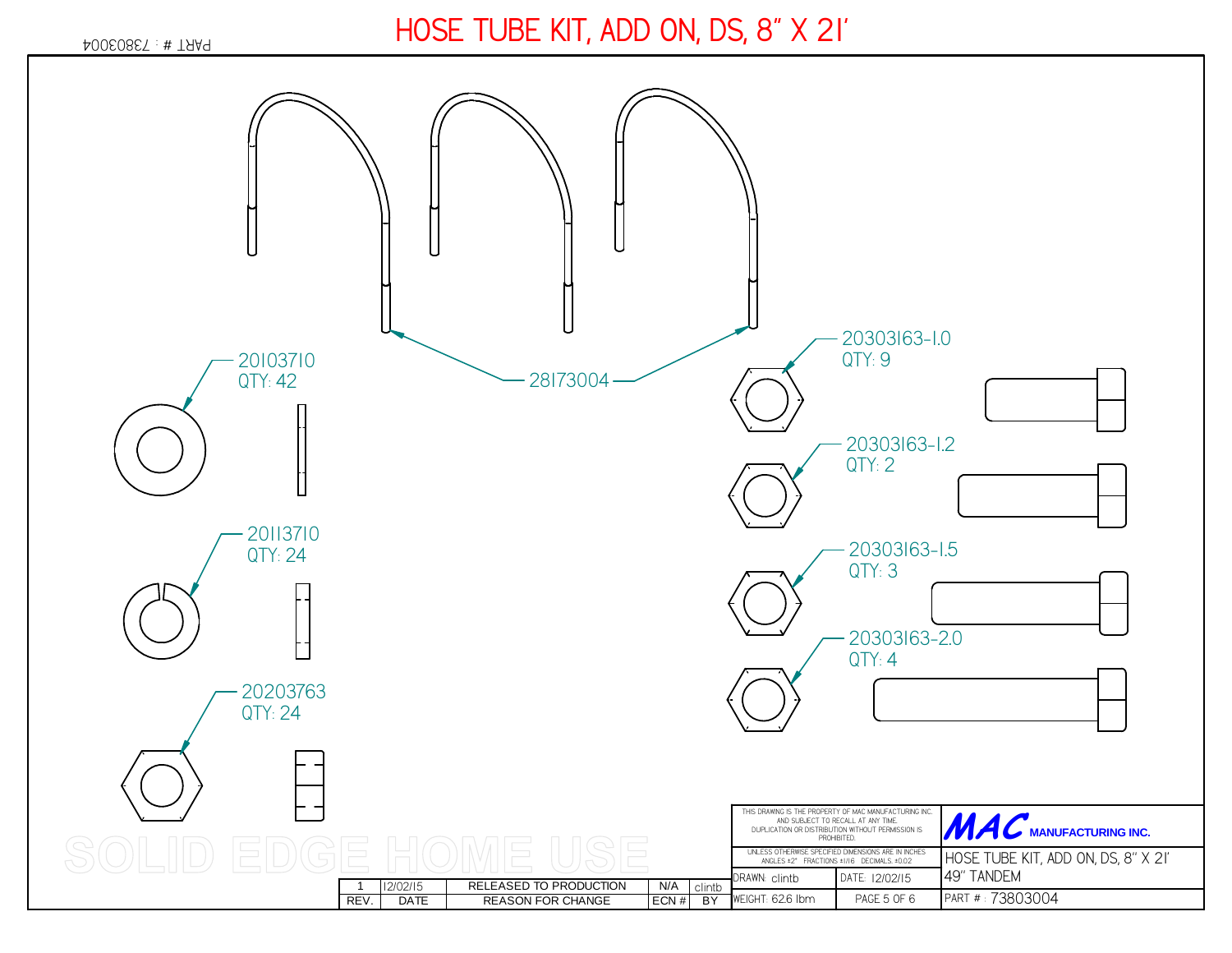# HOSE TUBE KIT, ADD ON, DS, 8" X 21'

PART # : 73803004

28173004

20103710
QTY: 42

20113710
QTY: 24

20203763
QTY: 24

20303163-1.0
QTY: 9

20303163-1.2
QTY: 2

20303163-1.5
QTY: 3

20303163-2.0
QTY: 4

SOLID EDGE HOME USE

| REV. | DATE | REASON FOR CHANGE | ECN # | BY |
|---|---|---|---|---|
| 1 | 12/02/15 | RELEASED TO PRODUCTION | N/A | clintb |

THIS DRAWING IS THE PROPERTY OF MAC MANUFACTURING INC. AND SUBJECT TO RECALL AT ANY TIME. DUPLICATION OR DISTRIBUTION WITHOUT PERMISSION IS PROHIBITED.

UNLESS OTHERWISE SPECIFIED DIMENSIONS ARE IN INCHES ANGLES ±2° FRACTIONS ±1/16 DECIMALS ±0.02

**MAC** MANUFACTURING INC.

HOSE TUBE KIT, ADD ON, DS, 8" X 21' 49" TANDEM

DRAWN: clintb | DATE: 12/02/15

WEIGHT: 62.6 lbm | PAGE 5 OF 6

PART # : 73803004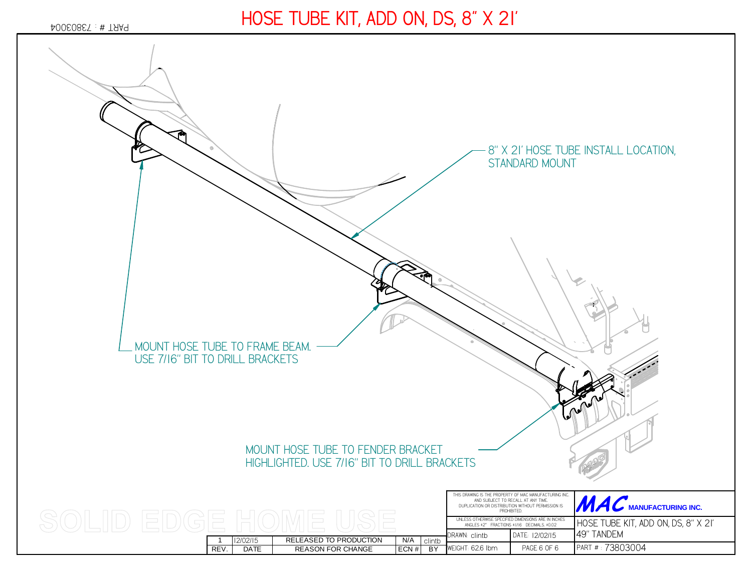# HOSE TUBE KIT, ADD ON, DS, 8" X 21'

PART # : 73803004

8" X 21' HOSE TUBE INSTALL LOCATION, STANDARD MOUNT

MOUNT HOSE TUBE TO FRAME BEAM. USE 7/16" BIT TO DRILL BRACKETS

MOUNT HOSE TUBE TO FENDER BRACKET HIGHLIGHTED. USE 7/16" BIT TO DRILL BRACKETS

SOLID EDGE HOME USE

| REV. | DATE | REASON FOR CHANGE | ECN # | BY |
|---|---|---|---|---|
| 1 | 12/02/15 | RELEASED TO PRODUCTION | N/A | clintb |

THIS DRAWING IS THE PROPERTY OF MAC MANUFACTURING INC. AND SUBJECT TO RECALL AT ANY TIME. DUPLICATION OR DISTRIBUTION WITHOUT PERMISSION IS PROHIBITED.

UNLESS OTHERWISE SPECIFIED DIMENSIONS ARE IN INCHES ANGLES ±2° FRACTIONS ±1/16 DECIMALS ±0.02

| | |
|---|---|
| DRAWN: clintb | DATE: 12/02/15 |
| WEIGHT: 62.6 lbm | PAGE 6 OF 6 |

**MAC MANUFACTURING INC.**

HOSE TUBE KIT, ADD ON, DS, 8" X 21'
49" TANDEM

PART # : 73803004